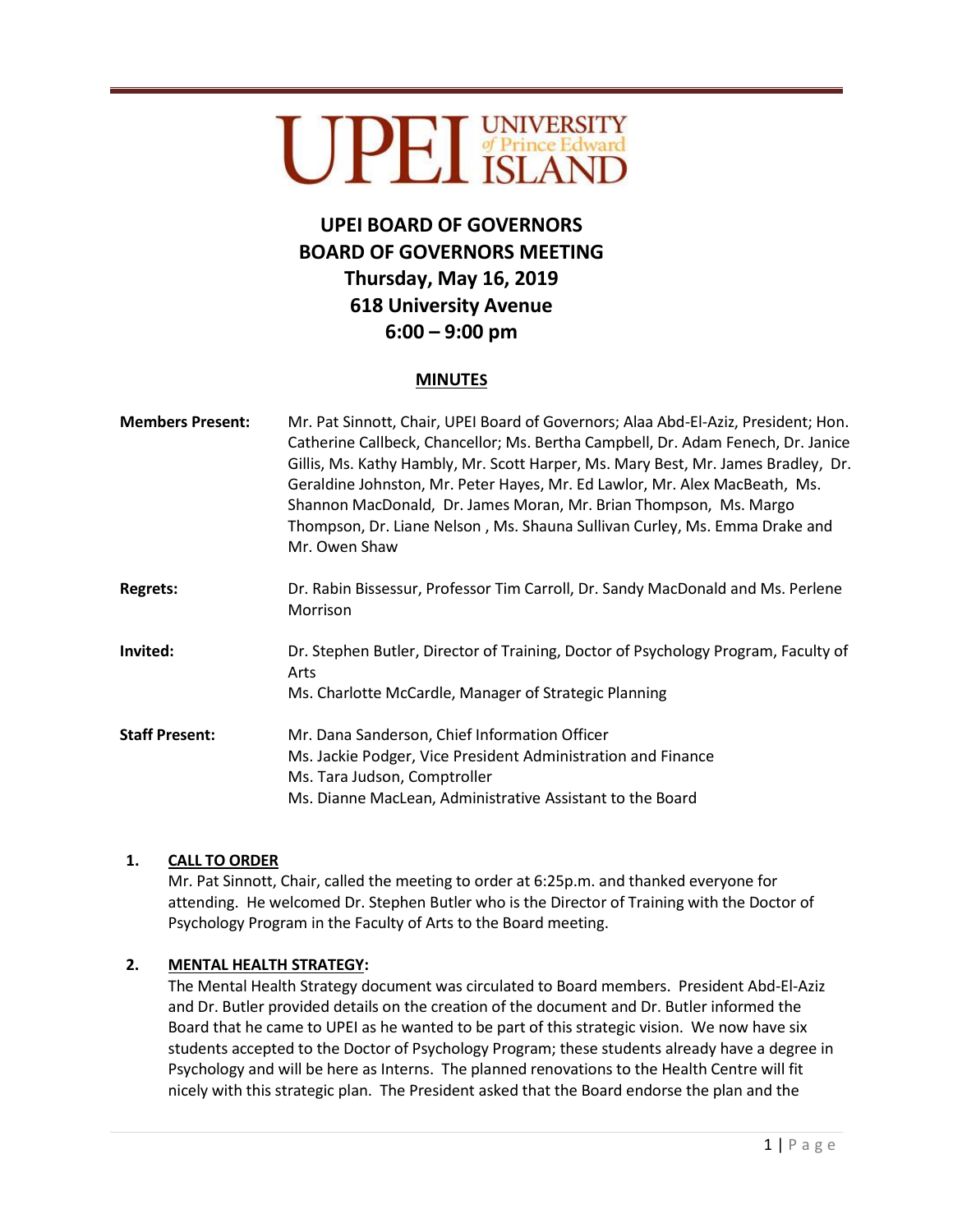UPEI UNIVERSITY of Prince Edward ISLAND

# UPEI BOARD OF GOVERNORS
# BOARD OF GOVERNORS MEETING
# Thursday, May 16, 2019
# 618 University Avenue
# 6:00 – 9:00 pm

## MINUTES

| | |
|---|---|
| **Members Present:** | Mr. Pat Sinnott, Chair, UPEI Board of Governors; Alaa Abd-El-Aziz, President; Hon. Catherine Callbeck, Chancellor; Ms. Bertha Campbell, Dr. Adam Fenech, Dr. Janice Gillis, Ms. Kathy Hambly, Mr. Scott Harper, Ms. Mary Best, Mr. James Bradley, Dr. Geraldine Johnston, Mr. Peter Hayes, Mr. Ed Lawlor, Mr. Alex MacBeath, Ms. Shannon MacDonald, Dr. James Moran, Mr. Brian Thompson, Ms. Margo Thompson, Dr. Liane Nelson , Ms. Shauna Sullivan Curley, Ms. Emma Drake and Mr. Owen Shaw |
| **Regrets:** | Dr. Rabin Bissessur, Professor Tim Carroll, Dr. Sandy MacDonald and Ms. Perlene Morrison |
| **Invited:** | Dr. Stephen Butler, Director of Training, Doctor of Psychology Program, Faculty of Arts<br>Ms. Charlotte McCardle, Manager of Strategic Planning |
| **Staff Present:** | Mr. Dana Sanderson, Chief Information Officer<br>Ms. Jackie Podger, Vice President Administration and Finance<br>Ms. Tara Judson, Comptroller<br>Ms. Dianne MacLean, Administrative Assistant to the Board |

1. **CALL TO ORDER**
   Mr. Pat Sinnott, Chair, called the meeting to order at 6:25p.m. and thanked everyone for attending. He welcomed Dr. Stephen Butler who is the Director of Training with the Doctor of Psychology Program in the Faculty of Arts to the Board meeting.

2. **MENTAL HEALTH STRATEGY:**
   The Mental Health Strategy document was circulated to Board members. President Abd-El-Aziz and Dr. Butler provided details on the creation of the document and Dr. Butler informed the Board that he came to UPEI as he wanted to be part of this strategic vision. We now have six students accepted to the Doctor of Psychology Program; these students already have a degree in Psychology and will be here as Interns. The planned renovations to the Health Centre will fit nicely with this strategic plan. The President asked that the Board endorse the plan and the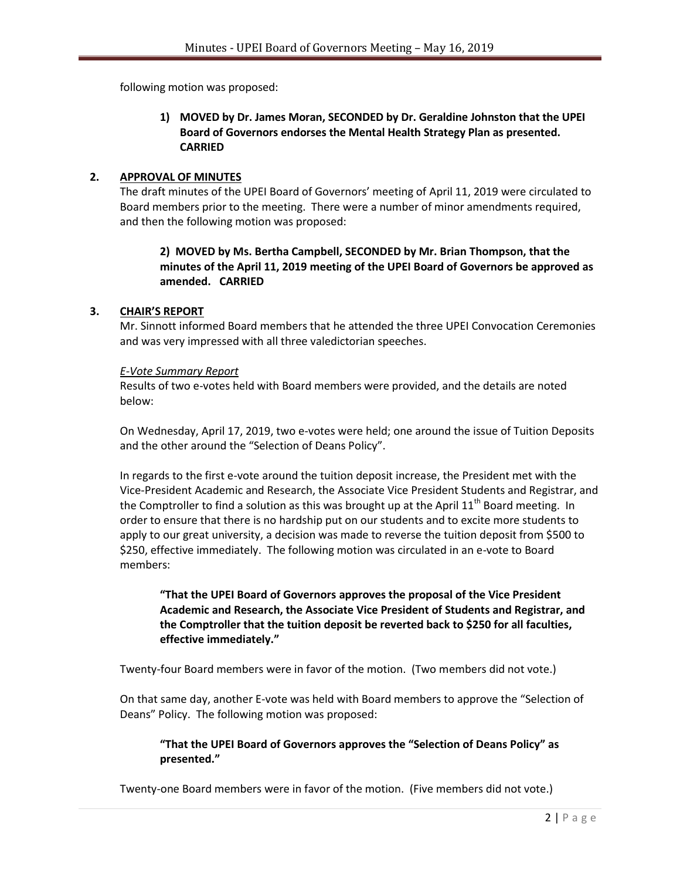following motion was proposed:

> **1) MOVED by Dr. James Moran, SECONDED by Dr. Geraldine Johnston that the UPEI Board of Governors endorses the Mental Health Strategy Plan as presented. CARRIED**

## 2. APPROVAL OF MINUTES

The draft minutes of the UPEI Board of Governors' meeting of April 11, 2019 were circulated to Board members prior to the meeting. There were a number of minor amendments required, and then the following motion was proposed:

> **2) MOVED by Ms. Bertha Campbell, SECONDED by Mr. Brian Thompson, that the minutes of the April 11, 2019 meeting of the UPEI Board of Governors be approved as amended. CARRIED**

## 3. CHAIR'S REPORT

Mr. Sinnott informed Board members that he attended the three UPEI Convocation Ceremonies and was very impressed with all three valedictorian speeches.

*E-Vote Summary Report*

Results of two e-votes held with Board members were provided, and the details are noted below:

On Wednesday, April 17, 2019, two e-votes were held; one around the issue of Tuition Deposits and the other around the "Selection of Deans Policy".

In regards to the first e-vote around the tuition deposit increase, the President met with the Vice-President Academic and Research, the Associate Vice President Students and Registrar, and the Comptroller to find a solution as this was brought up at the April 11th Board meeting. In order to ensure that there is no hardship put on our students and to excite more students to apply to our great university, a decision was made to reverse the tuition deposit from $500 to $250, effective immediately. The following motion was circulated in an e-vote to Board members:

> **"That the UPEI Board of Governors approves the proposal of the Vice President Academic and Research, the Associate Vice President of Students and Registrar, and the Comptroller that the tuition deposit be reverted back to $250 for all faculties, effective immediately."**

Twenty-four Board members were in favor of the motion. (Two members did not vote.)

On that same day, another E-vote was held with Board members to approve the "Selection of Deans" Policy. The following motion was proposed:

> **"That the UPEI Board of Governors approves the "Selection of Deans Policy" as presented."**

Twenty-one Board members were in favor of the motion. (Five members did not vote.)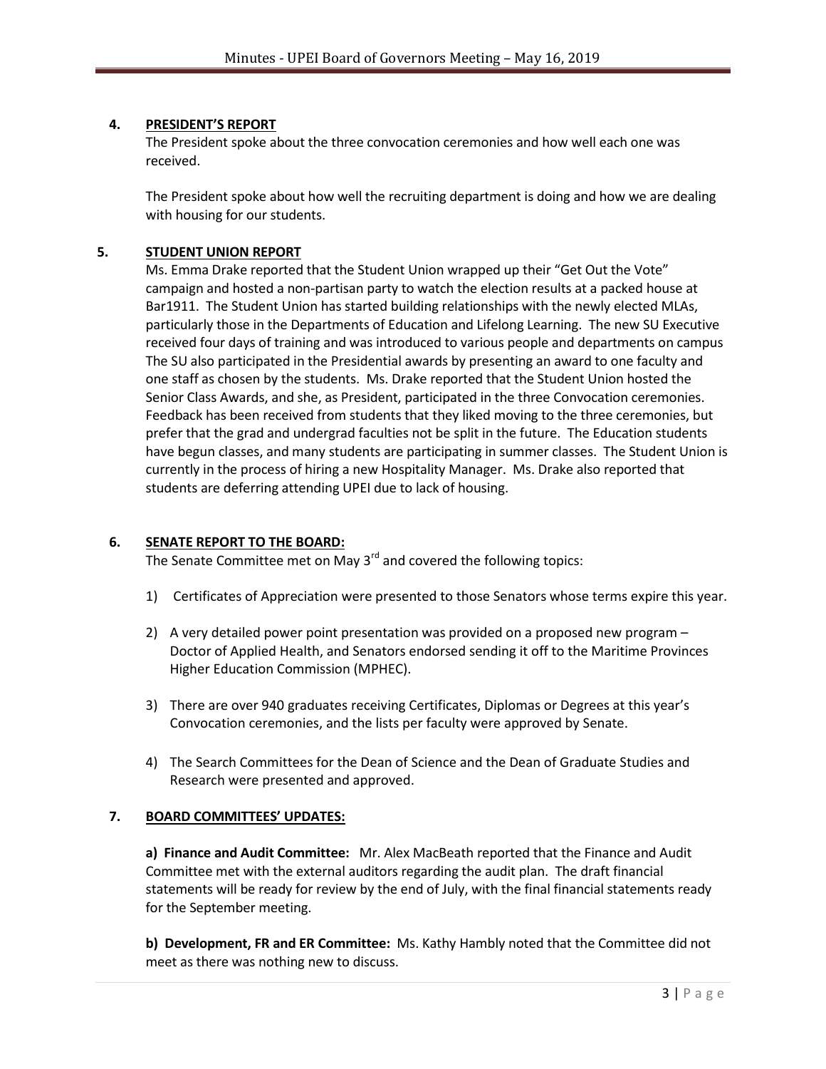## 4. PRESIDENT'S REPORT

The President spoke about the three convocation ceremonies and how well each one was received.

The President spoke about how well the recruiting department is doing and how we are dealing with housing for our students.

## 5. STUDENT UNION REPORT

Ms. Emma Drake reported that the Student Union wrapped up their "Get Out the Vote" campaign and hosted a non-partisan party to watch the election results at a packed house at Bar1911. The Student Union has started building relationships with the newly elected MLAs, particularly those in the Departments of Education and Lifelong Learning. The new SU Executive received four days of training and was introduced to various people and departments on campus The SU also participated in the Presidential awards by presenting an award to one faculty and one staff as chosen by the students. Ms. Drake reported that the Student Union hosted the Senior Class Awards, and she, as President, participated in the three Convocation ceremonies. Feedback has been received from students that they liked moving to the three ceremonies, but prefer that the grad and undergrad faculties not be split in the future. The Education students have begun classes, and many students are participating in summer classes. The Student Union is currently in the process of hiring a new Hospitality Manager. Ms. Drake also reported that students are deferring attending UPEI due to lack of housing.

## 6. SENATE REPORT TO THE BOARD:

The Senate Committee met on May 3rd and covered the following topics:

1) Certificates of Appreciation were presented to those Senators whose terms expire this year.
2) A very detailed power point presentation was provided on a proposed new program – Doctor of Applied Health, and Senators endorsed sending it off to the Maritime Provinces Higher Education Commission (MPHEC).
3) There are over 940 graduates receiving Certificates, Diplomas or Degrees at this year's Convocation ceremonies, and the lists per faculty were approved by Senate.
4) The Search Committees for the Dean of Science and the Dean of Graduate Studies and Research were presented and approved.

## 7. BOARD COMMITTEES' UPDATES:

**a) Finance and Audit Committee:** Mr. Alex MacBeath reported that the Finance and Audit Committee met with the external auditors regarding the audit plan. The draft financial statements will be ready for review by the end of July, with the final financial statements ready for the September meeting.

**b) Development, FR and ER Committee:** Ms. Kathy Hambly noted that the Committee did not meet as there was nothing new to discuss.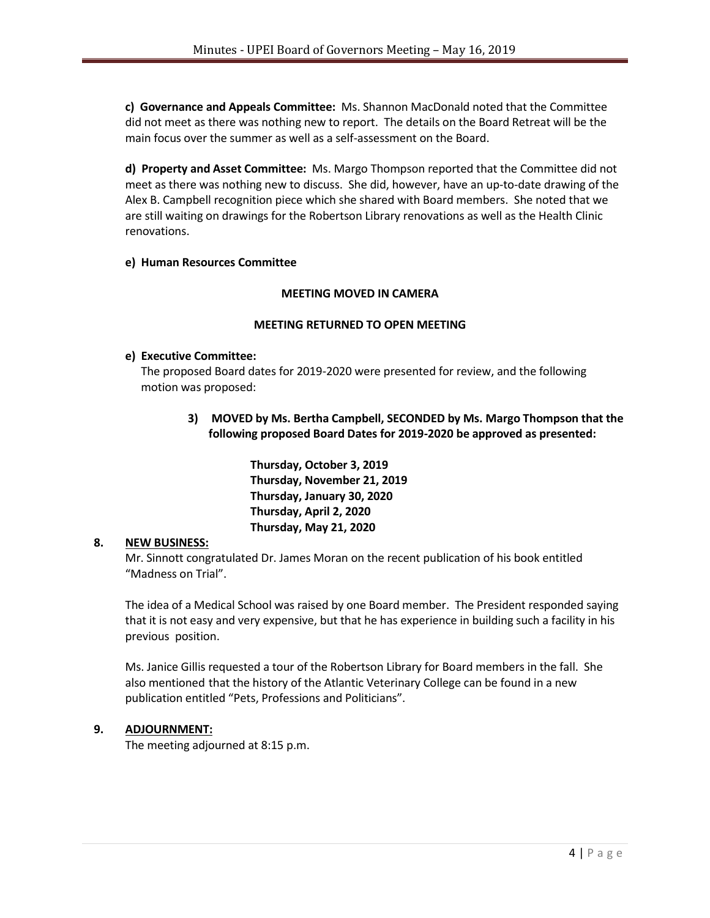**c) Governance and Appeals Committee:** Ms. Shannon MacDonald noted that the Committee did not meet as there was nothing new to report. The details on the Board Retreat will be the main focus over the summer as well as a self-assessment on the Board.

**d) Property and Asset Committee:** Ms. Margo Thompson reported that the Committee did not meet as there was nothing new to discuss. She did, however, have an up-to-date drawing of the Alex B. Campbell recognition piece which she shared with Board members. She noted that we are still waiting on drawings for the Robertson Library renovations as well as the Health Clinic renovations.

**e) Human Resources Committee**

**MEETING MOVED IN CAMERA**

**MEETING RETURNED TO OPEN MEETING**

**e) Executive Committee:**

The proposed Board dates for 2019-2020 were presented for review, and the following motion was proposed:

> **3) MOVED by Ms. Bertha Campbell, SECONDED by Ms. Margo Thompson that the following proposed Board Dates for 2019-2020 be approved as presented:**
>
> **Thursday, October 3, 2019**
> **Thursday, November 21, 2019**
> **Thursday, January 30, 2020**
> **Thursday, April 2, 2020**
> **Thursday, May 21, 2020**

## 8. NEW BUSINESS:

Mr. Sinnott congratulated Dr. James Moran on the recent publication of his book entitled "Madness on Trial".

The idea of a Medical School was raised by one Board member. The President responded saying that it is not easy and very expensive, but that he has experience in building such a facility in his previous position.

Ms. Janice Gillis requested a tour of the Robertson Library for Board members in the fall. She also mentioned that the history of the Atlantic Veterinary College can be found in a new publication entitled "Pets, Professions and Politicians".

## 9. ADJOURNMENT:

The meeting adjourned at 8:15 p.m.